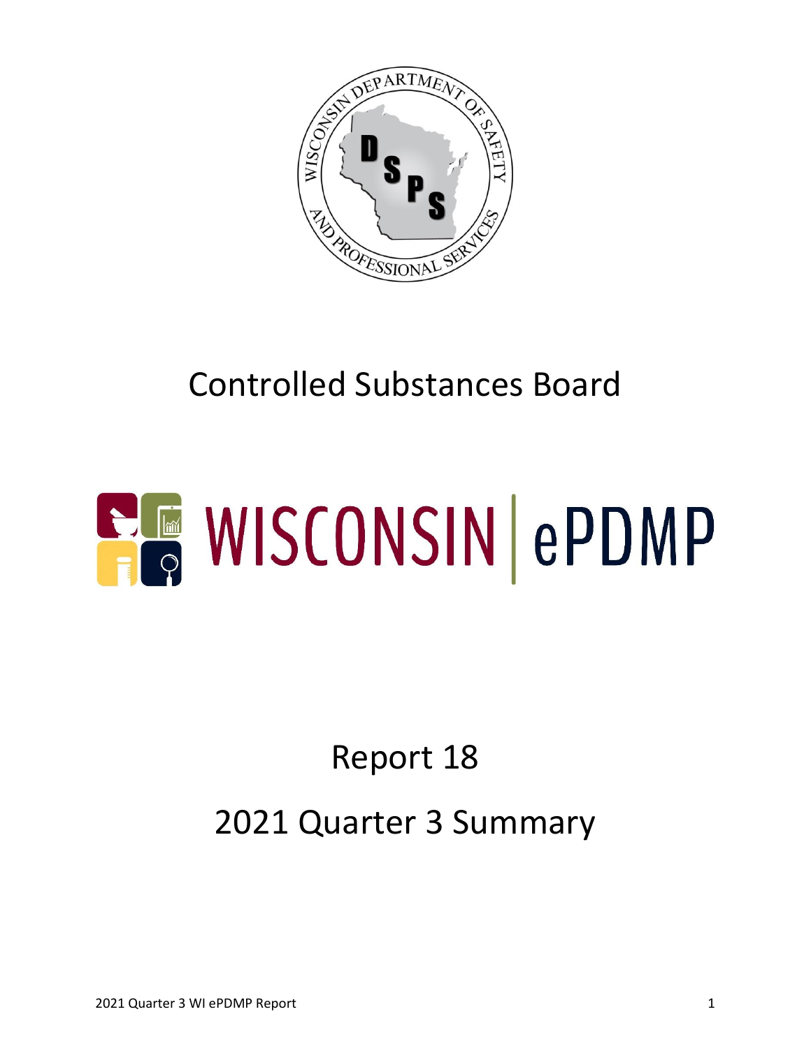# Controlled Substances Board

# WISCONSIN | ePDMP

## Report 18

## 2021 Quarter 3 Summary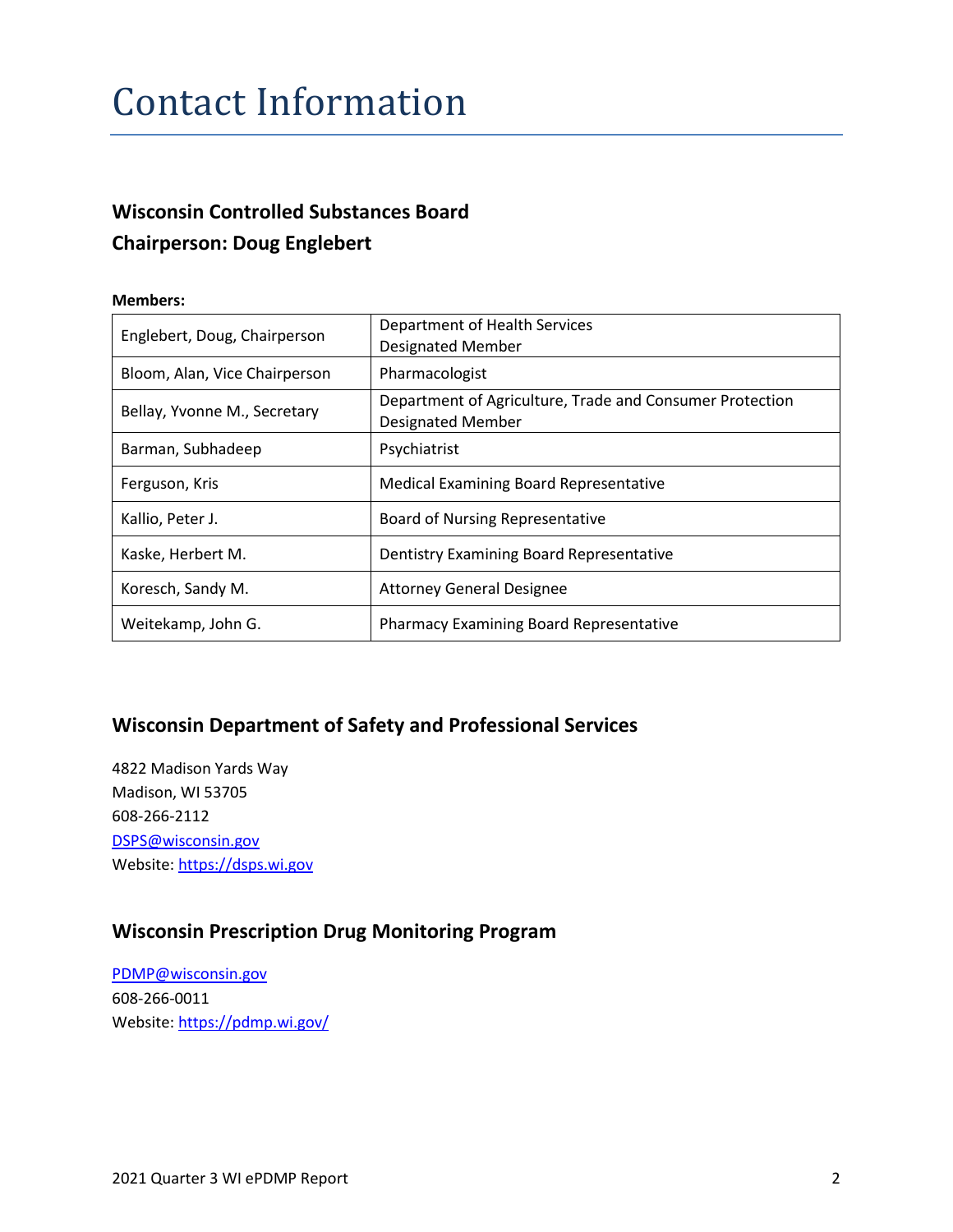# Contact Information

### Wisconsin Controlled Substances Board
### Chairperson: Doug Englebert

**Members:**

| Name | Role |
|---|---|
| Englebert, Doug, Chairperson | Department of Health Services Designated Member |
| Bloom, Alan, Vice Chairperson | Pharmacologist |
| Bellay, Yvonne M., Secretary | Department of Agriculture, Trade and Consumer Protection Designated Member |
| Barman, Subhadeep | Psychiatrist |
| Ferguson, Kris | Medical Examining Board Representative |
| Kallio, Peter J. | Board of Nursing Representative |
| Kaske, Herbert M. | Dentistry Examining Board Representative |
| Koresch, Sandy M. | Attorney General Designee |
| Weitekamp, John G. | Pharmacy Examining Board Representative |

## Wisconsin Department of Safety and Professional Services

4822 Madison Yards Way
Madison, WI 53705
608-266-2112
DSPS@wisconsin.gov
Website: https://dsps.wi.gov

## Wisconsin Prescription Drug Monitoring Program

PDMP@wisconsin.gov
608-266-0011
Website: https://pdmp.wi.gov/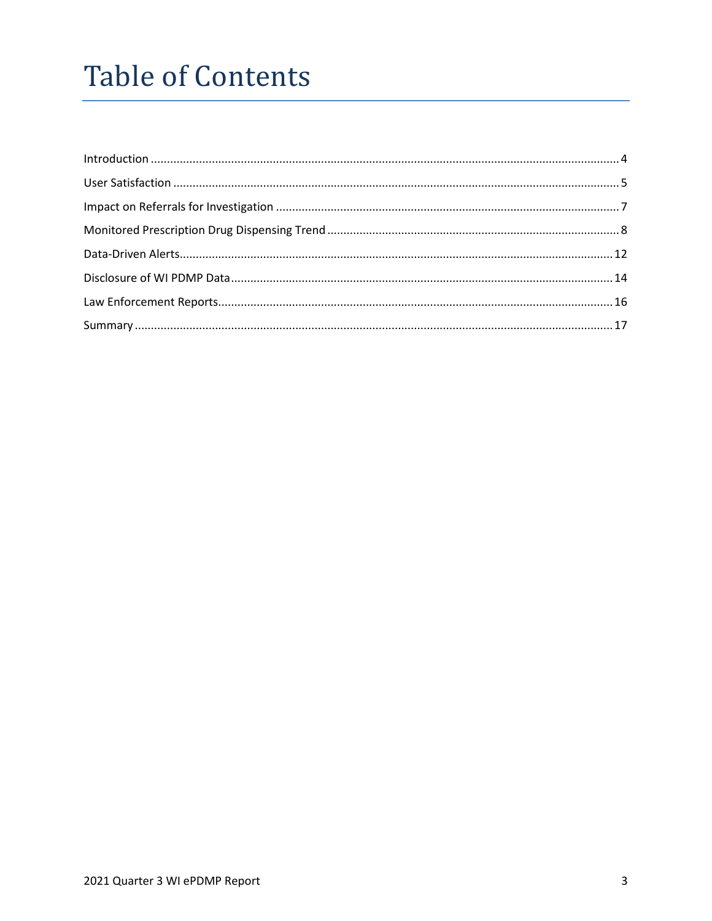# Table of Contents

Introduction ........................................................................ 4
User Satisfaction ........................................................................ 5
Impact on Referrals for Investigation ........................................................................ 7
Monitored Prescription Drug Dispensing Trend ........................................................................ 8
Data-Driven Alerts ........................................................................ 12
Disclosure of WI PDMP Data ........................................................................ 14
Law Enforcement Reports ........................................................................ 16
Summary ........................................................................ 17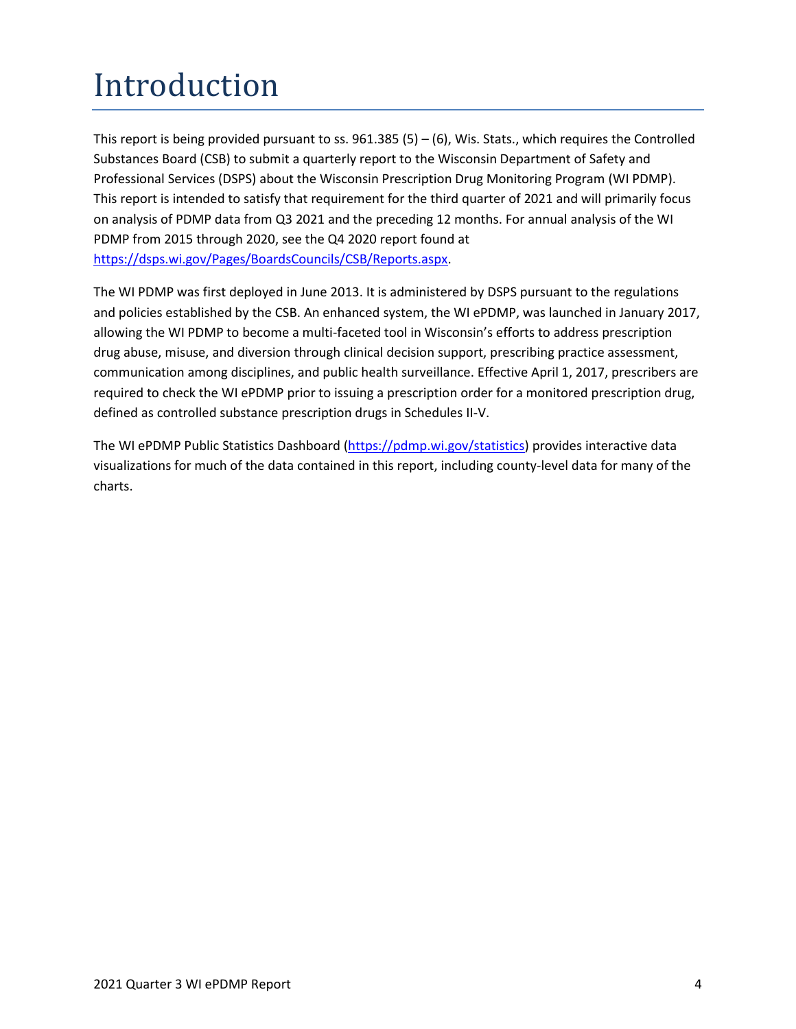# Introduction

This report is being provided pursuant to ss. 961.385 (5) – (6), Wis. Stats., which requires the Controlled Substances Board (CSB) to submit a quarterly report to the Wisconsin Department of Safety and Professional Services (DSPS) about the Wisconsin Prescription Drug Monitoring Program (WI PDMP). This report is intended to satisfy that requirement for the third quarter of 2021 and will primarily focus on analysis of PDMP data from Q3 2021 and the preceding 12 months. For annual analysis of the WI PDMP from 2015 through 2020, see the Q4 2020 report found at [https://dsps.wi.gov/Pages/BoardsCouncils/CSB/Reports.aspx](https://dsps.wi.gov/Pages/BoardsCouncils/CSB/Reports.aspx).

The WI PDMP was first deployed in June 2013. It is administered by DSPS pursuant to the regulations and policies established by the CSB. An enhanced system, the WI ePDMP, was launched in January 2017, allowing the WI PDMP to become a multi-faceted tool in Wisconsin's efforts to address prescription drug abuse, misuse, and diversion through clinical decision support, prescribing practice assessment, communication among disciplines, and public health surveillance. Effective April 1, 2017, prescribers are required to check the WI ePDMP prior to issuing a prescription order for a monitored prescription drug, defined as controlled substance prescription drugs in Schedules II-V.

The WI ePDMP Public Statistics Dashboard ([https://pdmp.wi.gov/statistics](https://pdmp.wi.gov/statistics)) provides interactive data visualizations for much of the data contained in this report, including county-level data for many of the charts.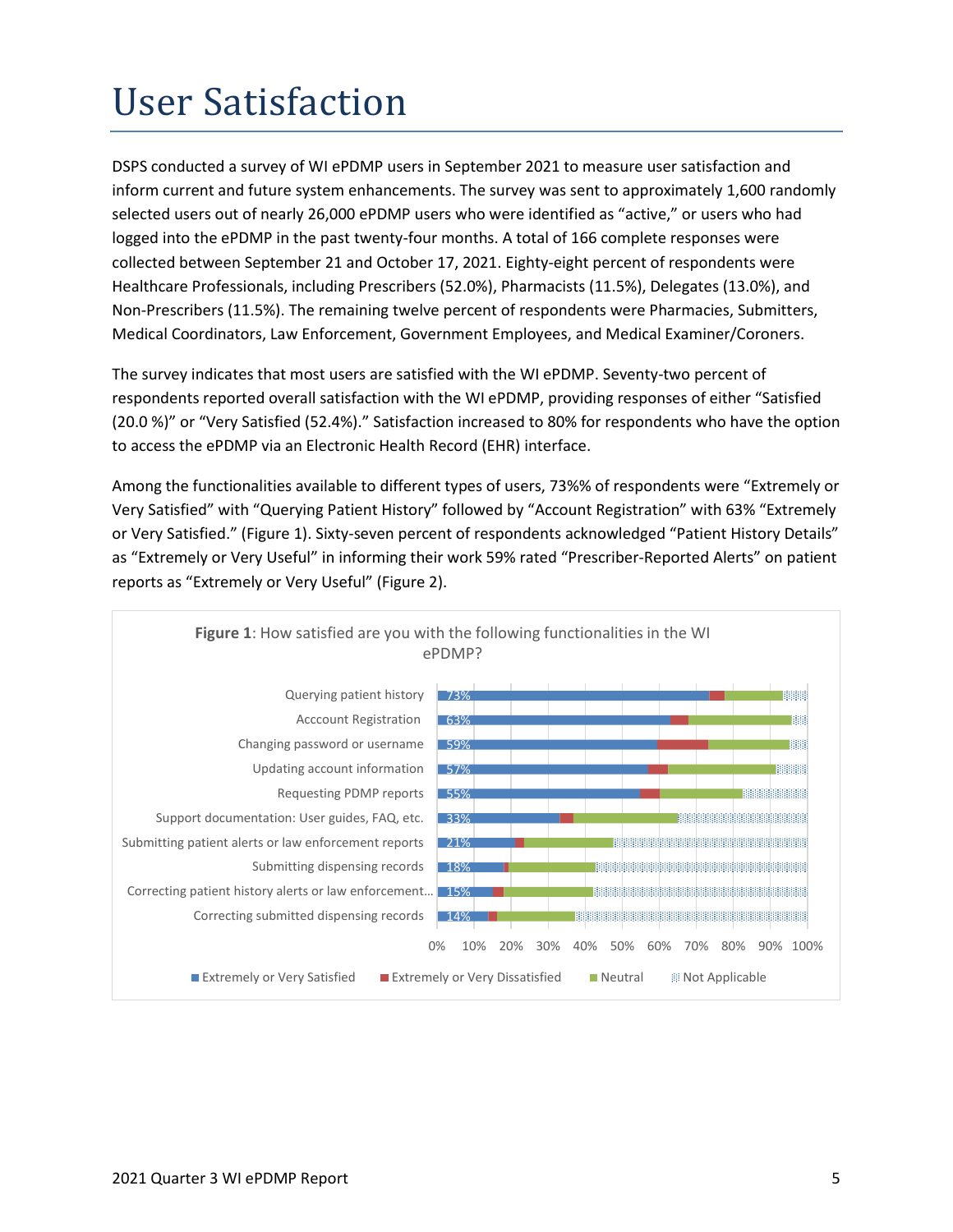# User Satisfaction

DSPS conducted a survey of WI ePDMP users in September 2021 to measure user satisfaction and inform current and future system enhancements. The survey was sent to approximately 1,600 randomly selected users out of nearly 26,000 ePDMP users who were identified as "active," or users who had logged into the ePDMP in the past twenty-four months. A total of 166 complete responses were collected between September 21 and October 17, 2021. Eighty-eight percent of respondents were Healthcare Professionals, including Prescribers (52.0%), Pharmacists (11.5%), Delegates (13.0%), and Non-Prescribers (11.5%). The remaining twelve percent of respondents were Pharmacies, Submitters, Medical Coordinators, Law Enforcement, Government Employees, and Medical Examiner/Coroners.

The survey indicates that most users are satisfied with the WI ePDMP. Seventy-two percent of respondents reported overall satisfaction with the WI ePDMP, providing responses of either "Satisfied (20.0 %)" or "Very Satisfied (52.4%)." Satisfaction increased to 80% for respondents who have the option to access the ePDMP via an Electronic Health Record (EHR) interface.

Among the functionalities available to different types of users, 73%% of respondents were "Extremely or Very Satisfied" with "Querying Patient History" followed by "Account Registration" with 63% "Extremely or Very Satisfied." (Figure 1). Sixty-seven percent of respondents acknowledged "Patient History Details" as "Extremely or Very Useful" in informing their work 59% rated "Prescriber-Reported Alerts" on patient reports as "Extremely or Very Useful" (Figure 2).

**Figure 1**: How satisfied are you with the following functionalities in the WI ePDMP?

| Functionality | Extremely or Very Satisfied |
|---|---|
| Querying patient history | 73% |
| Acccount Registration | 63% |
| Changing password or username | 59% |
| Updating account information | 57% |
| Requesting PDMP reports | 55% |
| Support documentation: User guides, FAQ, etc. | 33% |
| Submitting patient alerts or law enforcement reports | 21% |
| Submitting dispensing records | 18% |
| Correcting patient history alerts or law enforcement… | 15% |
| Correcting submitted dispensing records | 14% |

Legend: Extremely or Very Satisfied; Extremely or Very Dissatisfied; Neutral; Not Applicable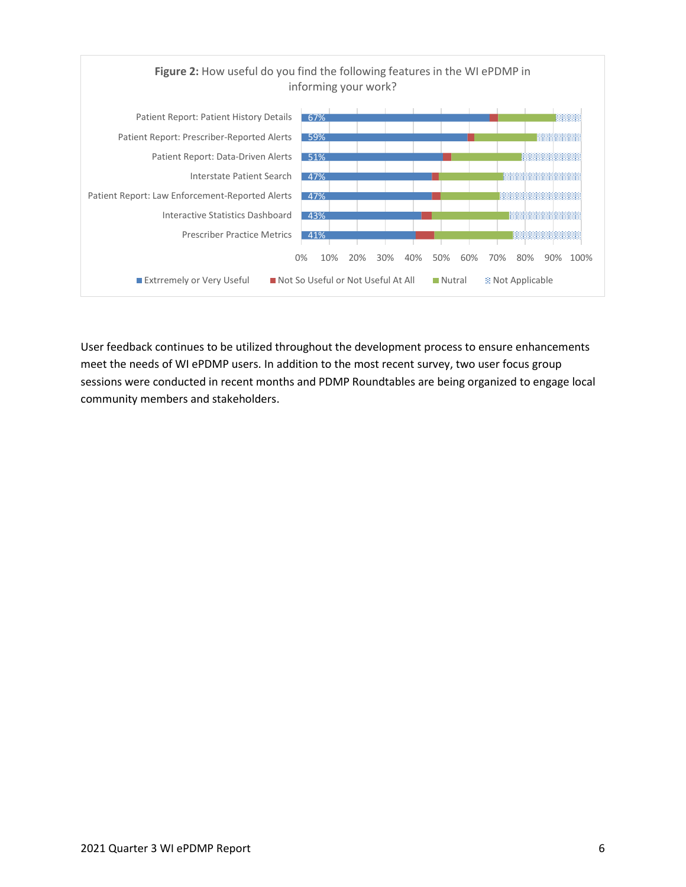**Figure 2:** How useful do you find the following features in the WI ePDMP in informing your work?

| Feature | Extrremely or Very Useful |
|---|---|
| Patient Report: Patient History Details | 67% |
| Patient Report: Prescriber-Reported Alerts | 59% |
| Patient Report: Data-Driven Alerts | 51% |
| Interstate Patient Search | 47% |
| Patient Report: Law Enforcement-Reported Alerts | 47% |
| Interactive Statistics Dashboard | 43% |
| Prescriber Practice Metrics | 41% |

Legend: Extrremely or Very Useful; Not So Useful or Not Useful At All; Nutral; Not Applicable

User feedback continues to be utilized throughout the development process to ensure enhancements meet the needs of WI ePDMP users. In addition to the most recent survey, two user focus group sessions were conducted in recent months and PDMP Roundtables are being organized to engage local community members and stakeholders.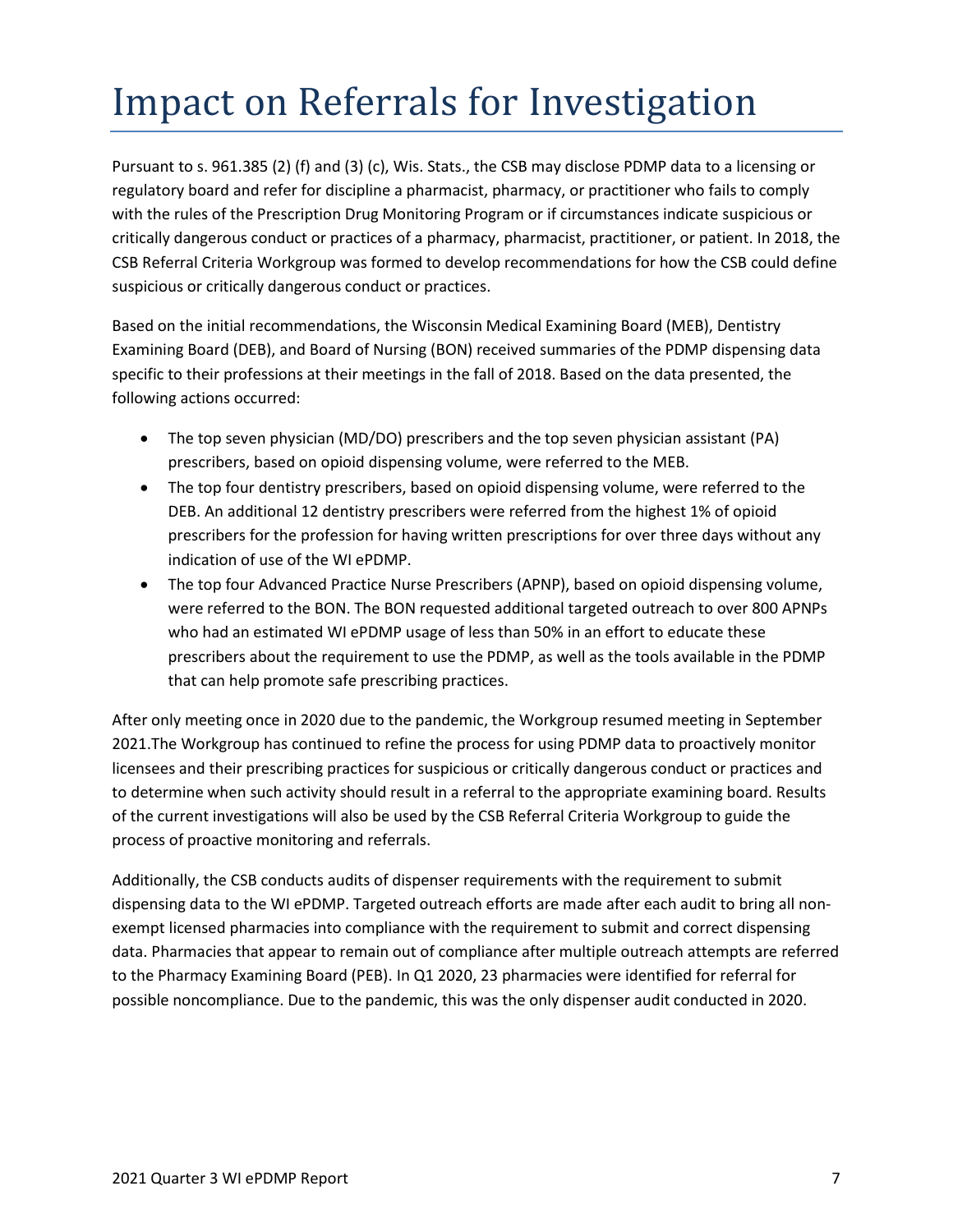# Impact on Referrals for Investigation

Pursuant to s. 961.385 (2) (f) and (3) (c), Wis. Stats., the CSB may disclose PDMP data to a licensing or regulatory board and refer for discipline a pharmacist, pharmacy, or practitioner who fails to comply with the rules of the Prescription Drug Monitoring Program or if circumstances indicate suspicious or critically dangerous conduct or practices of a pharmacy, pharmacist, practitioner, or patient. In 2018, the CSB Referral Criteria Workgroup was formed to develop recommendations for how the CSB could define suspicious or critically dangerous conduct or practices.

Based on the initial recommendations, the Wisconsin Medical Examining Board (MEB), Dentistry Examining Board (DEB), and Board of Nursing (BON) received summaries of the PDMP dispensing data specific to their professions at their meetings in the fall of 2018. Based on the data presented, the following actions occurred:

- The top seven physician (MD/DO) prescribers and the top seven physician assistant (PA) prescribers, based on opioid dispensing volume, were referred to the MEB.
- The top four dentistry prescribers, based on opioid dispensing volume, were referred to the DEB. An additional 12 dentistry prescribers were referred from the highest 1% of opioid prescribers for the profession for having written prescriptions for over three days without any indication of use of the WI ePDMP.
- The top four Advanced Practice Nurse Prescribers (APNP), based on opioid dispensing volume, were referred to the BON. The BON requested additional targeted outreach to over 800 APNPs who had an estimated WI ePDMP usage of less than 50% in an effort to educate these prescribers about the requirement to use the PDMP, as well as the tools available in the PDMP that can help promote safe prescribing practices.

After only meeting once in 2020 due to the pandemic, the Workgroup resumed meeting in September 2021.The Workgroup has continued to refine the process for using PDMP data to proactively monitor licensees and their prescribing practices for suspicious or critically dangerous conduct or practices and to determine when such activity should result in a referral to the appropriate examining board. Results of the current investigations will also be used by the CSB Referral Criteria Workgroup to guide the process of proactive monitoring and referrals.

Additionally, the CSB conducts audits of dispenser requirements with the requirement to submit dispensing data to the WI ePDMP. Targeted outreach efforts are made after each audit to bring all non-exempt licensed pharmacies into compliance with the requirement to submit and correct dispensing data. Pharmacies that appear to remain out of compliance after multiple outreach attempts are referred to the Pharmacy Examining Board (PEB). In Q1 2020, 23 pharmacies were identified for referral for possible noncompliance. Due to the pandemic, this was the only dispenser audit conducted in 2020.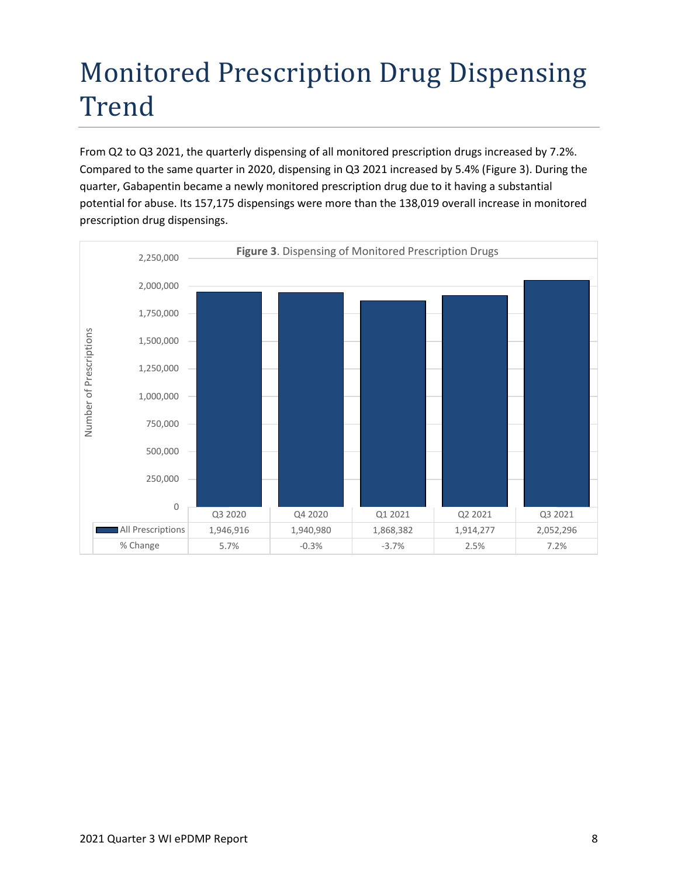# Monitored Prescription Drug Dispensing Trend

From Q2 to Q3 2021, the quarterly dispensing of all monitored prescription drugs increased by 7.2%. Compared to the same quarter in 2020, dispensing in Q3 2021 increased by 5.4% (Figure 3). During the quarter, Gabapentin became a newly monitored prescription drug due to it having a substantial potential for abuse. Its 157,175 dispensings were more than the 138,019 overall increase in monitored prescription drug dispensings.

**Figure 3**. Dispensing of Monitored Prescription Drugs

| | Q3 2020 | Q4 2020 | Q1 2021 | Q2 2021 | Q3 2021 |
|---|---|---|---|---|---|
| All Prescriptions | 1,946,916 | 1,940,980 | 1,868,382 | 1,914,277 | 2,052,296 |
| % Change | 5.7% | -0.3% | -3.7% | 2.5% | 7.2% |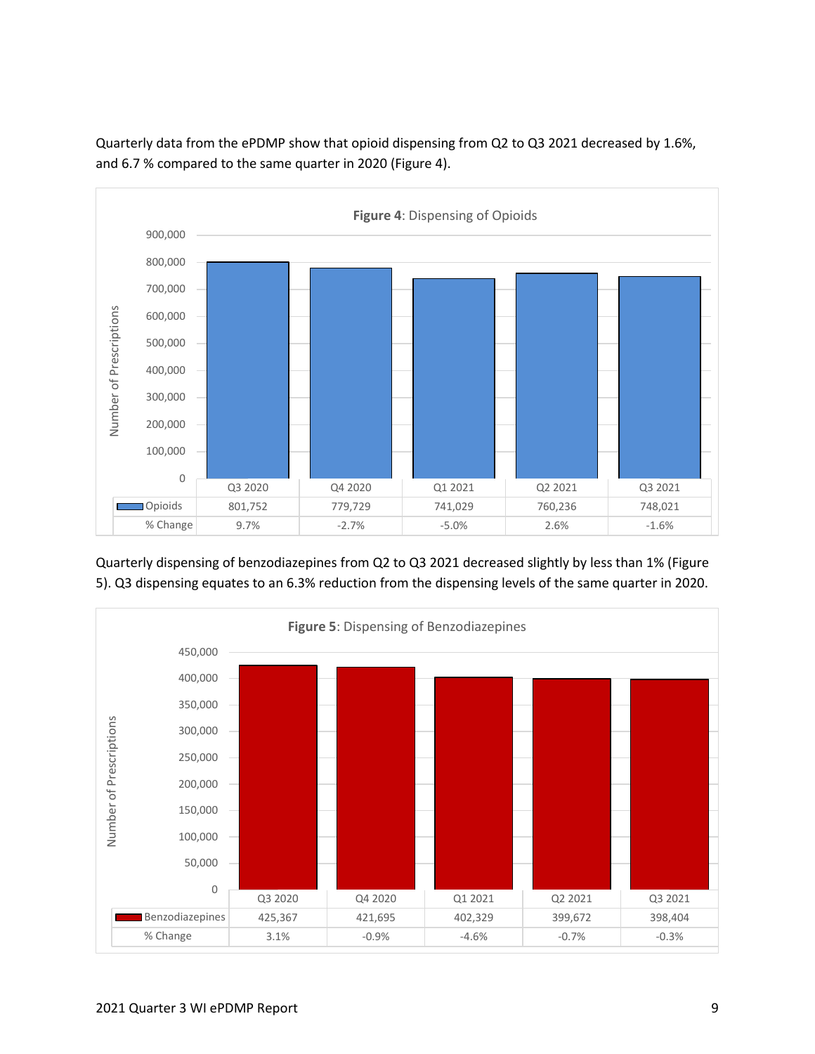Quarterly data from the ePDMP show that opioid dispensing from Q2 to Q3 2021 decreased by 1.6%, and 6.7 % compared to the same quarter in 2020 (Figure 4).

**Figure 4**: Dispensing of Opioids

| | Q3 2020 | Q4 2020 | Q1 2021 | Q2 2021 | Q3 2021 |
|---|---|---|---|---|---|
| Opioids | 801,752 | 779,729 | 741,029 | 760,236 | 748,021 |
| % Change | 9.7% | -2.7% | -5.0% | 2.6% | -1.6% |

Quarterly dispensing of benzodiazepines from Q2 to Q3 2021 decreased slightly by less than 1% (Figure 5). Q3 dispensing equates to an 6.3% reduction from the dispensing levels of the same quarter in 2020.

**Figure 5**: Dispensing of Benzodiazepines

| | Q3 2020 | Q4 2020 | Q1 2021 | Q2 2021 | Q3 2021 |
|---|---|---|---|---|---|
| Benzodiazepines | 425,367 | 421,695 | 402,329 | 399,672 | 398,404 |
| % Change | 3.1% | -0.9% | -4.6% | -0.7% | -0.3% |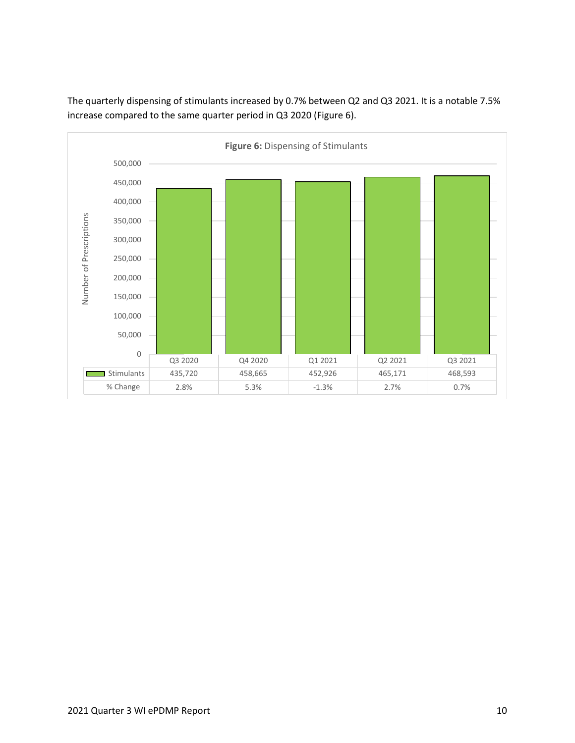The quarterly dispensing of stimulants increased by 0.7% between Q2 and Q3 2021. It is a notable 7.5% increase compared to the same quarter period in Q3 2020 (Figure 6).

**Figure 6:** Dispensing of Stimulants

| | Q3 2020 | Q4 2020 | Q1 2021 | Q2 2021 | Q3 2021 |
|---|---|---|---|---|---|
| Stimulants | 435,720 | 458,665 | 452,926 | 465,171 | 468,593 |
| % Change | 2.8% | 5.3% | -1.3% | 2.7% | 0.7% |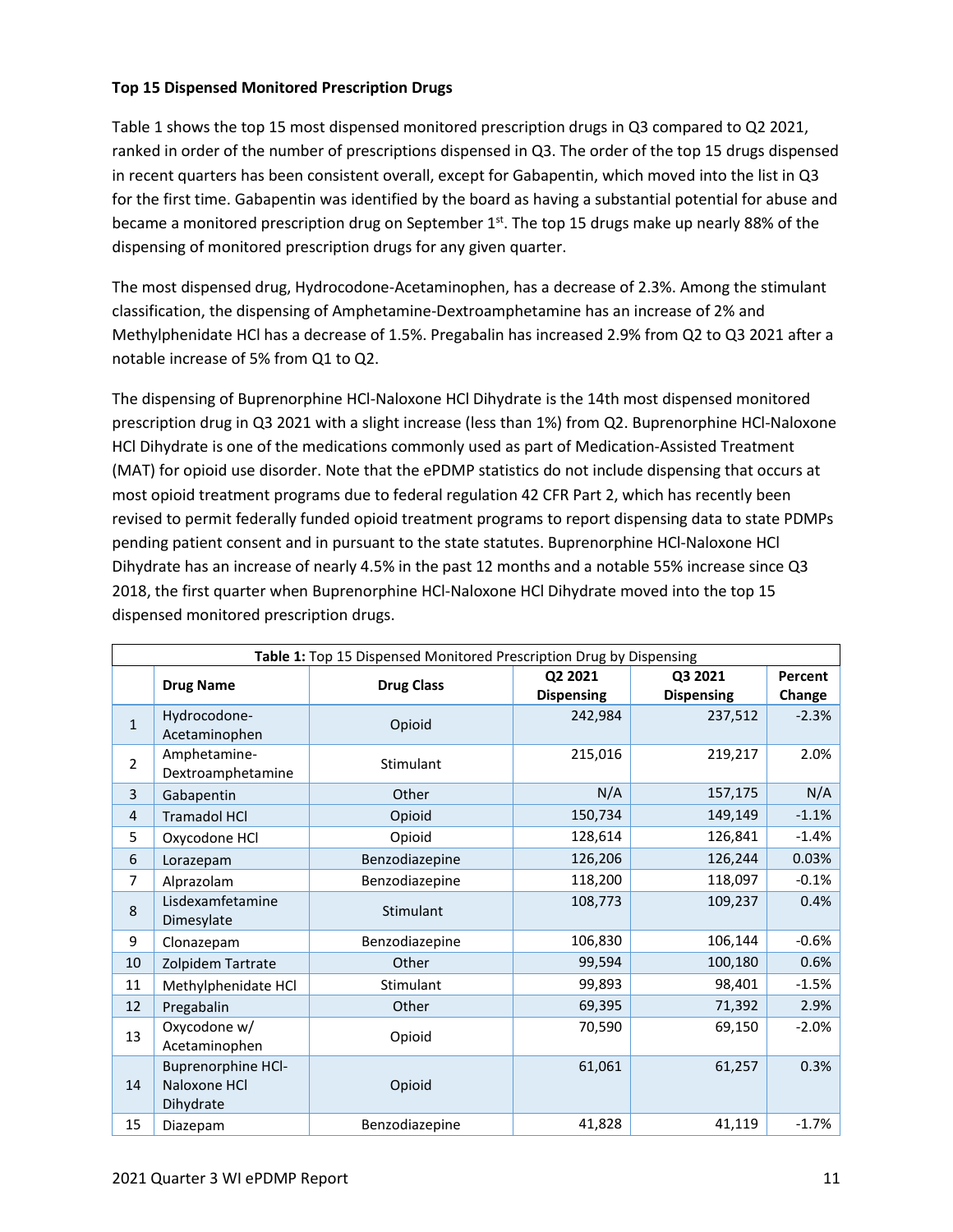**Top 15 Dispensed Monitored Prescription Drugs**

Table 1 shows the top 15 most dispensed monitored prescription drugs in Q3 compared to Q2 2021, ranked in order of the number of prescriptions dispensed in Q3. The order of the top 15 drugs dispensed in recent quarters has been consistent overall, except for Gabapentin, which moved into the list in Q3 for the first time. Gabapentin was identified by the board as having a substantial potential for abuse and became a monitored prescription drug on September 1st. The top 15 drugs make up nearly 88% of the dispensing of monitored prescription drugs for any given quarter.

The most dispensed drug, Hydrocodone-Acetaminophen, has a decrease of 2.3%. Among the stimulant classification, the dispensing of Amphetamine-Dextroamphetamine has an increase of 2% and Methylphenidate HCl has a decrease of 1.5%. Pregabalin has increased 2.9% from Q2 to Q3 2021 after a notable increase of 5% from Q1 to Q2.

The dispensing of Buprenorphine HCl-Naloxone HCl Dihydrate is the 14th most dispensed monitored prescription drug in Q3 2021 with a slight increase (less than 1%) from Q2. Buprenorphine HCl-Naloxone HCl Dihydrate is one of the medications commonly used as part of Medication-Assisted Treatment (MAT) for opioid use disorder. Note that the ePDMP statistics do not include dispensing that occurs at most opioid treatment programs due to federal regulation 42 CFR Part 2, which has recently been revised to permit federally funded opioid treatment programs to report dispensing data to state PDMPs pending patient consent and in pursuant to the state statutes. Buprenorphine HCl-Naloxone HCl Dihydrate has an increase of nearly 4.5% in the past 12 months and a notable 55% increase since Q3 2018, the first quarter when Buprenorphine HCl-Naloxone HCl Dihydrate moved into the top 15 dispensed monitored prescription drugs.

**Table 1:** Top 15 Dispensed Monitored Prescription Drug by Dispensing

| | Drug Name | Drug Class | Q2 2021 Dispensing | Q3 2021 Dispensing | Percent Change |
|---|---|---|---|---|---|
| 1 | Hydrocodone-Acetaminophen | Opioid | 242,984 | 237,512 | -2.3% |
| 2 | Amphetamine-Dextroamphetamine | Stimulant | 215,016 | 219,217 | 2.0% |
| 3 | Gabapentin | Other | N/A | 157,175 | N/A |
| 4 | Tramadol HCl | Opioid | 150,734 | 149,149 | -1.1% |
| 5 | Oxycodone HCl | Opioid | 128,614 | 126,841 | -1.4% |
| 6 | Lorazepam | Benzodiazepine | 126,206 | 126,244 | 0.03% |
| 7 | Alprazolam | Benzodiazepine | 118,200 | 118,097 | -0.1% |
| 8 | Lisdexamfetamine Dimesylate | Stimulant | 108,773 | 109,237 | 0.4% |
| 9 | Clonazepam | Benzodiazepine | 106,830 | 106,144 | -0.6% |
| 10 | Zolpidem Tartrate | Other | 99,594 | 100,180 | 0.6% |
| 11 | Methylphenidate HCl | Stimulant | 99,893 | 98,401 | -1.5% |
| 12 | Pregabalin | Other | 69,395 | 71,392 | 2.9% |
| 13 | Oxycodone w/ Acetaminophen | Opioid | 70,590 | 69,150 | -2.0% |
| 14 | Buprenorphine HCl-Naloxone HCl Dihydrate | Opioid | 61,061 | 61,257 | 0.3% |
| 15 | Diazepam | Benzodiazepine | 41,828 | 41,119 | -1.7% |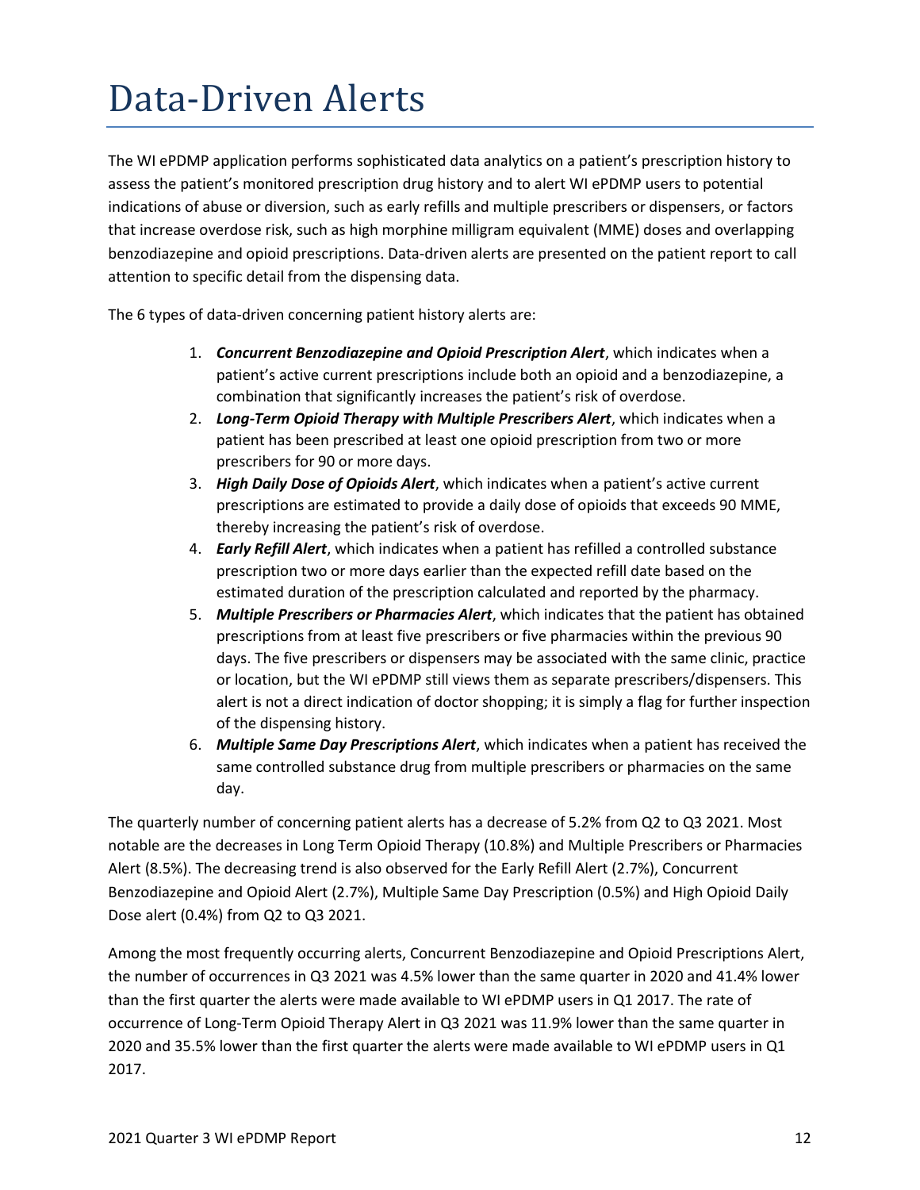# Data-Driven Alerts

The WI ePDMP application performs sophisticated data analytics on a patient's prescription history to assess the patient's monitored prescription drug history and to alert WI ePDMP users to potential indications of abuse or diversion, such as early refills and multiple prescribers or dispensers, or factors that increase overdose risk, such as high morphine milligram equivalent (MME) doses and overlapping benzodiazepine and opioid prescriptions. Data-driven alerts are presented on the patient report to call attention to specific detail from the dispensing data.

The 6 types of data-driven concerning patient history alerts are:

1. ***Concurrent Benzodiazepine and Opioid Prescription Alert***, which indicates when a patient's active current prescriptions include both an opioid and a benzodiazepine, a combination that significantly increases the patient's risk of overdose.
2. ***Long-Term Opioid Therapy with Multiple Prescribers Alert***, which indicates when a patient has been prescribed at least one opioid prescription from two or more prescribers for 90 or more days.
3. ***High Daily Dose of Opioids Alert***, which indicates when a patient's active current prescriptions are estimated to provide a daily dose of opioids that exceeds 90 MME, thereby increasing the patient's risk of overdose.
4. ***Early Refill Alert***, which indicates when a patient has refilled a controlled substance prescription two or more days earlier than the expected refill date based on the estimated duration of the prescription calculated and reported by the pharmacy.
5. ***Multiple Prescribers or Pharmacies Alert***, which indicates that the patient has obtained prescriptions from at least five prescribers or five pharmacies within the previous 90 days. The five prescribers or dispensers may be associated with the same clinic, practice or location, but the WI ePDMP still views them as separate prescribers/dispensers. This alert is not a direct indication of doctor shopping; it is simply a flag for further inspection of the dispensing history.
6. ***Multiple Same Day Prescriptions Alert***, which indicates when a patient has received the same controlled substance drug from multiple prescribers or pharmacies on the same day.

The quarterly number of concerning patient alerts has a decrease of 5.2% from Q2 to Q3 2021. Most notable are the decreases in Long Term Opioid Therapy (10.8%) and Multiple Prescribers or Pharmacies Alert (8.5%). The decreasing trend is also observed for the Early Refill Alert (2.7%), Concurrent Benzodiazepine and Opioid Alert (2.7%), Multiple Same Day Prescription (0.5%) and High Opioid Daily Dose alert (0.4%) from Q2 to Q3 2021.

Among the most frequently occurring alerts, Concurrent Benzodiazepine and Opioid Prescriptions Alert, the number of occurrences in Q3 2021 was 4.5% lower than the same quarter in 2020 and 41.4% lower than the first quarter the alerts were made available to WI ePDMP users in Q1 2017. The rate of occurrence of Long-Term Opioid Therapy Alert in Q3 2021 was 11.9% lower than the same quarter in 2020 and 35.5% lower than the first quarter the alerts were made available to WI ePDMP users in Q1 2017.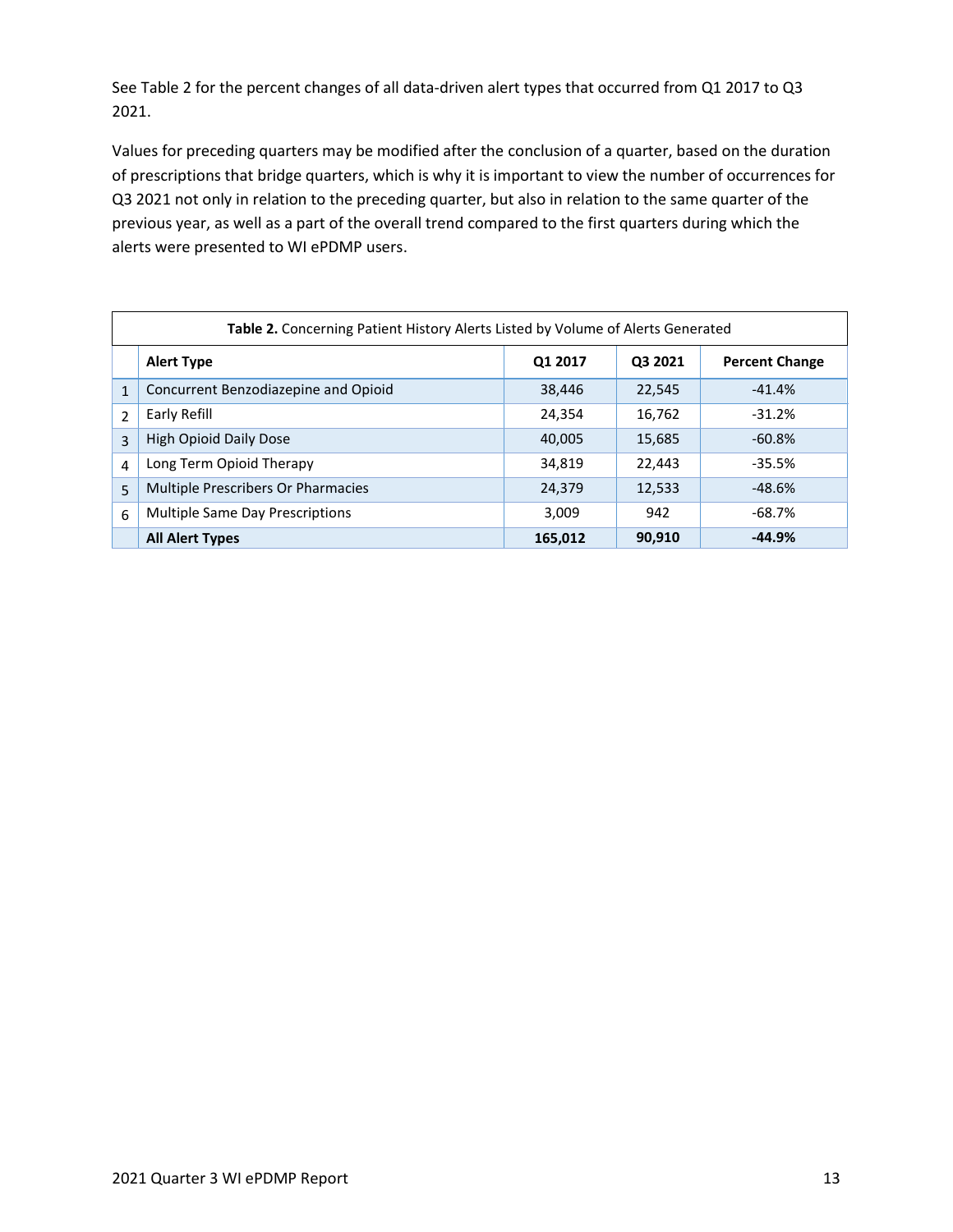See Table 2 for the percent changes of all data-driven alert types that occurred from Q1 2017 to Q3 2021.

Values for preceding quarters may be modified after the conclusion of a quarter, based on the duration of prescriptions that bridge quarters, which is why it is important to view the number of occurrences for Q3 2021 not only in relation to the preceding quarter, but also in relation to the same quarter of the previous year, as well as a part of the overall trend compared to the first quarters during which the alerts were presented to WI ePDMP users.

**Table 2.** Concerning Patient History Alerts Listed by Volume of Alerts Generated

| | Alert Type | Q1 2017 | Q3 2021 | Percent Change |
|---|---|---|---|---|
| 1 | Concurrent Benzodiazepine and Opioid | 38,446 | 22,545 | -41.4% |
| 2 | Early Refill | 24,354 | 16,762 | -31.2% |
| 3 | High Opioid Daily Dose | 40,005 | 15,685 | -60.8% |
| 4 | Long Term Opioid Therapy | 34,819 | 22,443 | -35.5% |
| 5 | Multiple Prescribers Or Pharmacies | 24,379 | 12,533 | -48.6% |
| 6 | Multiple Same Day Prescriptions | 3,009 | 942 | -68.7% |
| | **All Alert Types** | **165,012** | **90,910** | **-44.9%** |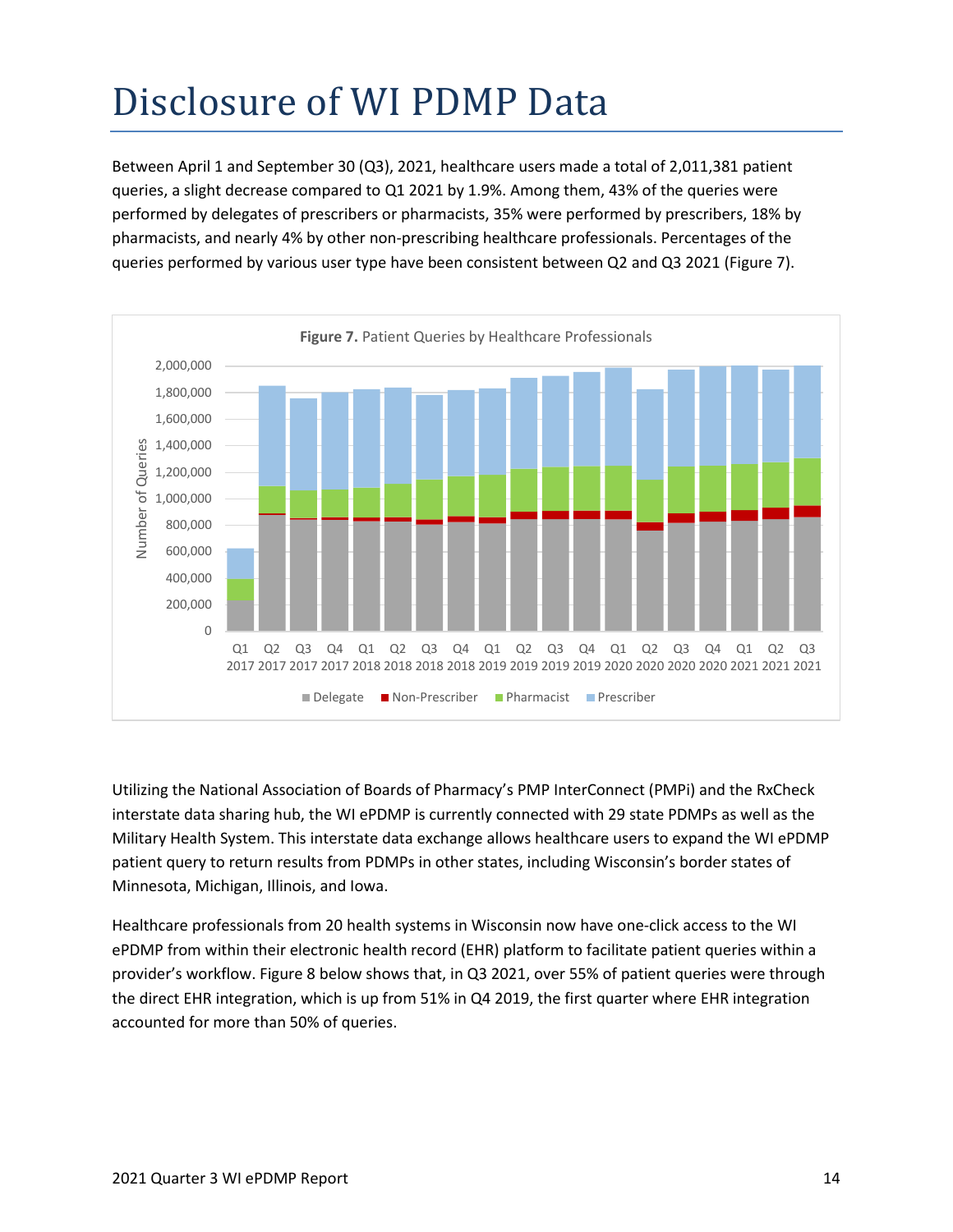# Disclosure of WI PDMP Data

Between April 1 and September 30 (Q3), 2021, healthcare users made a total of 2,011,381 patient queries, a slight decrease compared to Q1 2021 by 1.9%. Among them, 43% of the queries were performed by delegates of prescribers or pharmacists, 35% were performed by prescribers, 18% by pharmacists, and nearly 4% by other non-prescribing healthcare professionals. Percentages of the queries performed by various user type have been consistent between Q2 and Q3 2021 (Figure 7).

**Figure 7.** Patient Queries by Healthcare Professionals

Utilizing the National Association of Boards of Pharmacy's PMP InterConnect (PMPi) and the RxCheck interstate data sharing hub, the WI ePDMP is currently connected with 29 state PDMPs as well as the Military Health System. This interstate data exchange allows healthcare users to expand the WI ePDMP patient query to return results from PDMPs in other states, including Wisconsin's border states of Minnesota, Michigan, Illinois, and Iowa.

Healthcare professionals from 20 health systems in Wisconsin now have one-click access to the WI ePDMP from within their electronic health record (EHR) platform to facilitate patient queries within a provider's workflow. Figure 8 below shows that, in Q3 2021, over 55% of patient queries were through the direct EHR integration, which is up from 51% in Q4 2019, the first quarter where EHR integration accounted for more than 50% of queries.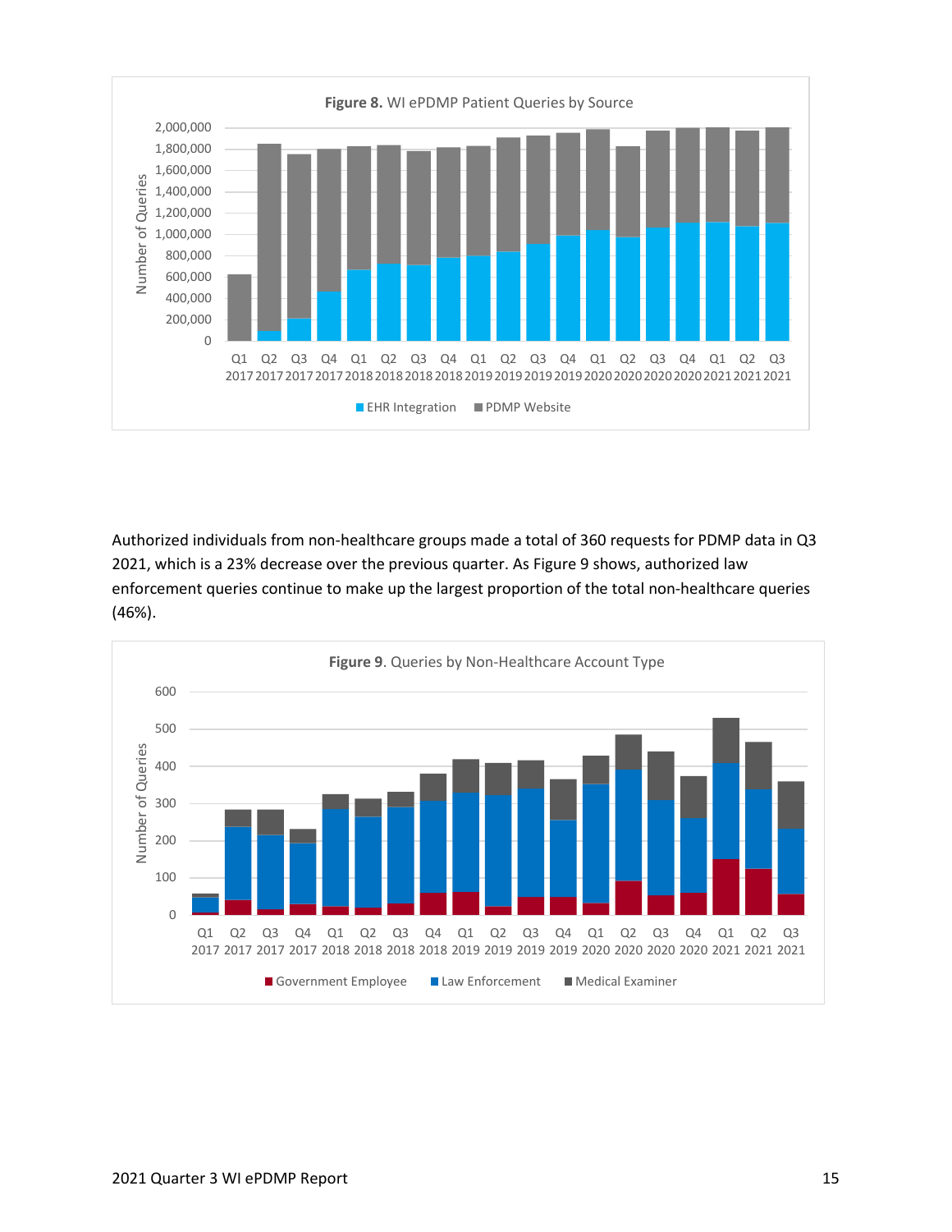**Figure 8.** WI ePDMP Patient Queries by Source

Authorized individuals from non-healthcare groups made a total of 360 requests for PDMP data in Q3 2021, which is a 23% decrease over the previous quarter. As Figure 9 shows, authorized law enforcement queries continue to make up the largest proportion of the total non-healthcare queries (46%).

**Figure 9**. Queries by Non-Healthcare Account Type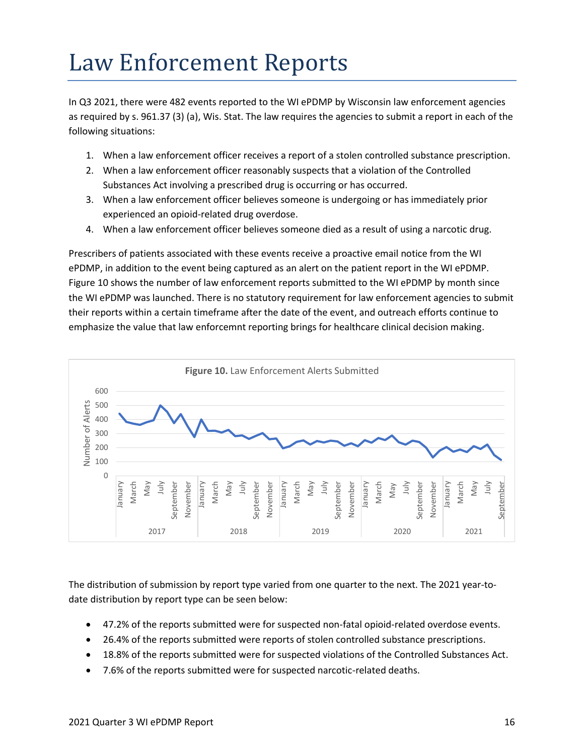# Law Enforcement Reports

In Q3 2021, there were 482 events reported to the WI ePDMP by Wisconsin law enforcement agencies as required by s. 961.37 (3) (a), Wis. Stat. The law requires the agencies to submit a report in each of the following situations:

1. When a law enforcement officer receives a report of a stolen controlled substance prescription.
2. When a law enforcement officer reasonably suspects that a violation of the Controlled Substances Act involving a prescribed drug is occurring or has occurred.
3. When a law enforcement officer believes someone is undergoing or has immediately prior experienced an opioid-related drug overdose.
4. When a law enforcement officer believes someone died as a result of using a narcotic drug.

Prescribers of patients associated with these events receive a proactive email notice from the WI ePDMP, in addition to the event being captured as an alert on the patient report in the WI ePDMP. Figure 10 shows the number of law enforcement reports submitted to the WI ePDMP by month since the WI ePDMP was launched. There is no statutory requirement for law enforcement agencies to submit their reports within a certain timeframe after the date of the event, and outreach efforts continue to emphasize the value that law enforcemnt reporting brings for healthcare clinical decision making.

**Figure 10.** Law Enforcement Alerts Submitted

The distribution of submission by report type varied from one quarter to the next. The 2021 year-to-date distribution by report type can be seen below:

- 47.2% of the reports submitted were for suspected non-fatal opioid-related overdose events.
- 26.4% of the reports submitted were reports of stolen controlled substance prescriptions.
- 18.8% of the reports submitted were for suspected violations of the Controlled Substances Act.
- 7.6% of the reports submitted were for suspected narcotic-related deaths.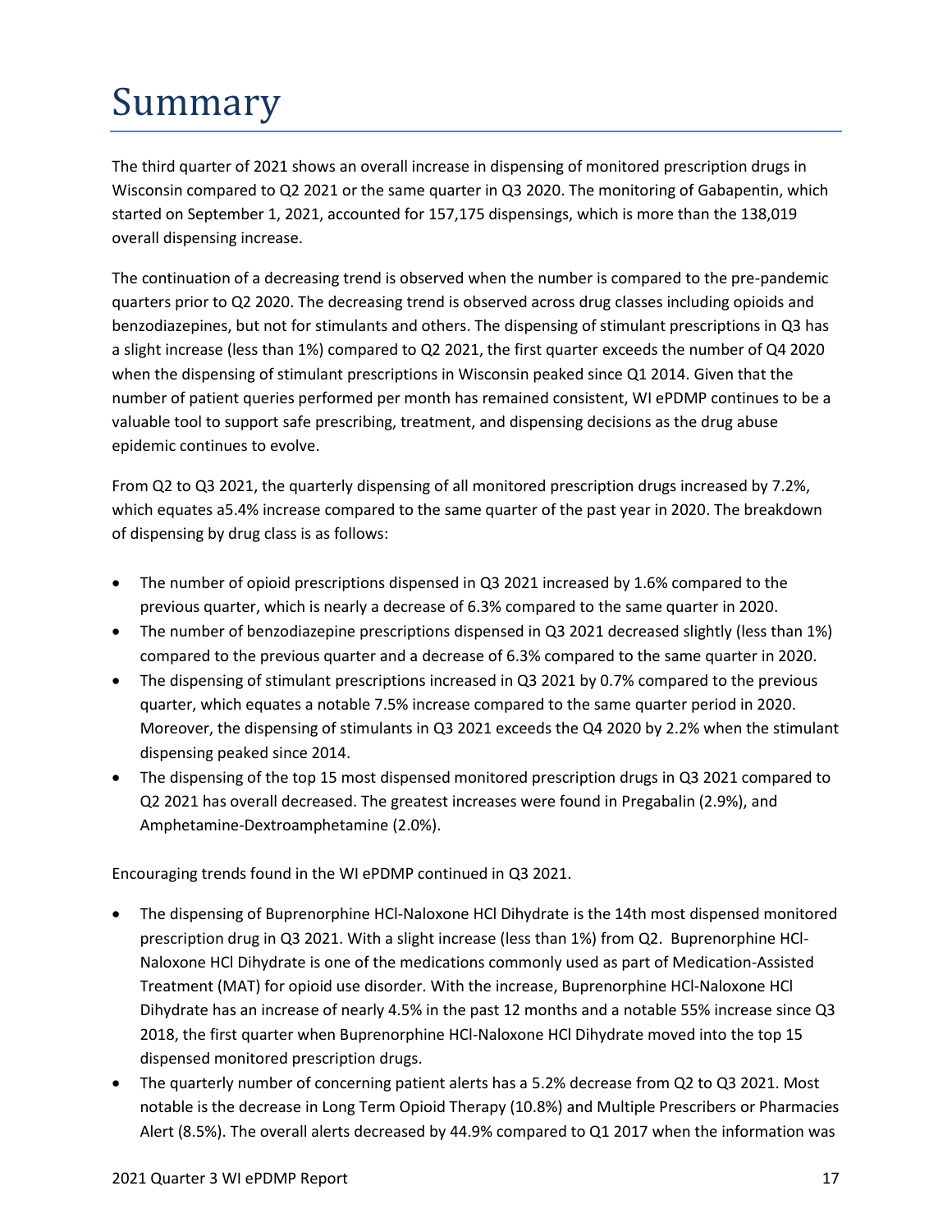# Summary

The third quarter of 2021 shows an overall increase in dispensing of monitored prescription drugs in Wisconsin compared to Q2 2021 or the same quarter in Q3 2020. The monitoring of Gabapentin, which started on September 1, 2021, accounted for 157,175 dispensings, which is more than the 138,019 overall dispensing increase.

The continuation of a decreasing trend is observed when the number is compared to the pre-pandemic quarters prior to Q2 2020. The decreasing trend is observed across drug classes including opioids and benzodiazepines, but not for stimulants and others. The dispensing of stimulant prescriptions in Q3 has a slight increase (less than 1%) compared to Q2 2021, the first quarter exceeds the number of Q4 2020 when the dispensing of stimulant prescriptions in Wisconsin peaked since Q1 2014. Given that the number of patient queries performed per month has remained consistent, WI ePDMP continues to be a valuable tool to support safe prescribing, treatment, and dispensing decisions as the drug abuse epidemic continues to evolve.

From Q2 to Q3 2021, the quarterly dispensing of all monitored prescription drugs increased by 7.2%, which equates a5.4% increase compared to the same quarter of the past year in 2020. The breakdown of dispensing by drug class is as follows:

- The number of opioid prescriptions dispensed in Q3 2021 increased by 1.6% compared to the previous quarter, which is nearly a decrease of 6.3% compared to the same quarter in 2020.
- The number of benzodiazepine prescriptions dispensed in Q3 2021 decreased slightly (less than 1%) compared to the previous quarter and a decrease of 6.3% compared to the same quarter in 2020.
- The dispensing of stimulant prescriptions increased in Q3 2021 by 0.7% compared to the previous quarter, which equates a notable 7.5% increase compared to the same quarter period in 2020. Moreover, the dispensing of stimulants in Q3 2021 exceeds the Q4 2020 by 2.2% when the stimulant dispensing peaked since 2014.
- The dispensing of the top 15 most dispensed monitored prescription drugs in Q3 2021 compared to Q2 2021 has overall decreased. The greatest increases were found in Pregabalin (2.9%), and Amphetamine-Dextroamphetamine (2.0%).

Encouraging trends found in the WI ePDMP continued in Q3 2021.

- The dispensing of Buprenorphine HCl-Naloxone HCl Dihydrate is the 14th most dispensed monitored prescription drug in Q3 2021. With a slight increase (less than 1%) from Q2. Buprenorphine HCl-Naloxone HCl Dihydrate is one of the medications commonly used as part of Medication-Assisted Treatment (MAT) for opioid use disorder. With the increase, Buprenorphine HCl-Naloxone HCl Dihydrate has an increase of nearly 4.5% in the past 12 months and a notable 55% increase since Q3 2018, the first quarter when Buprenorphine HCl-Naloxone HCl Dihydrate moved into the top 15 dispensed monitored prescription drugs.
- The quarterly number of concerning patient alerts has a 5.2% decrease from Q2 to Q3 2021. Most notable is the decrease in Long Term Opioid Therapy (10.8%) and Multiple Prescribers or Pharmacies Alert (8.5%). The overall alerts decreased by 44.9% compared to Q1 2017 when the information was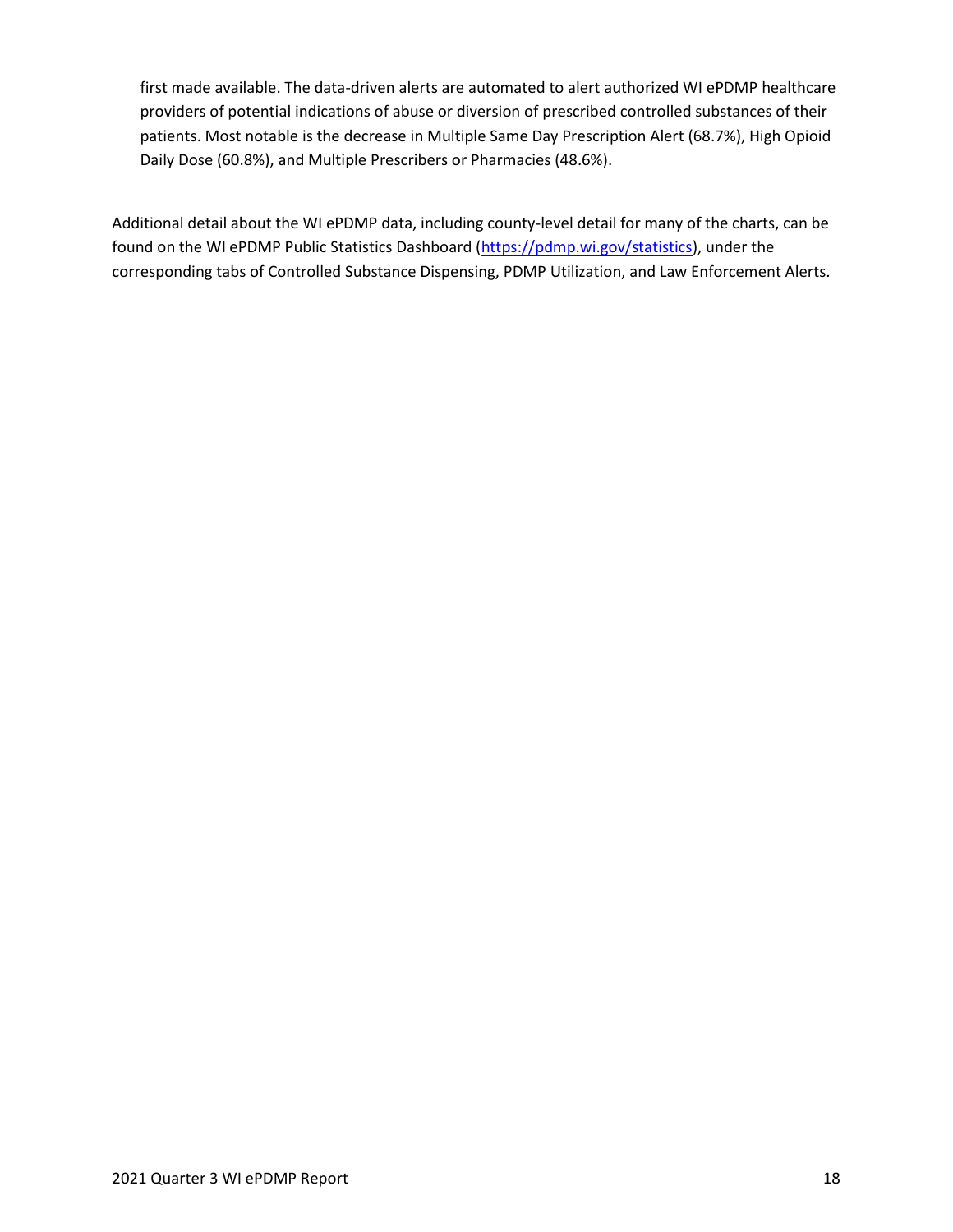first made available. The data-driven alerts are automated to alert authorized WI ePDMP healthcare providers of potential indications of abuse or diversion of prescribed controlled substances of their patients. Most notable is the decrease in Multiple Same Day Prescription Alert (68.7%), High Opioid Daily Dose (60.8%), and Multiple Prescribers or Pharmacies (48.6%).

Additional detail about the WI ePDMP data, including county-level detail for many of the charts, can be found on the WI ePDMP Public Statistics Dashboard (https://pdmp.wi.gov/statistics), under the corresponding tabs of Controlled Substance Dispensing, PDMP Utilization, and Law Enforcement Alerts.